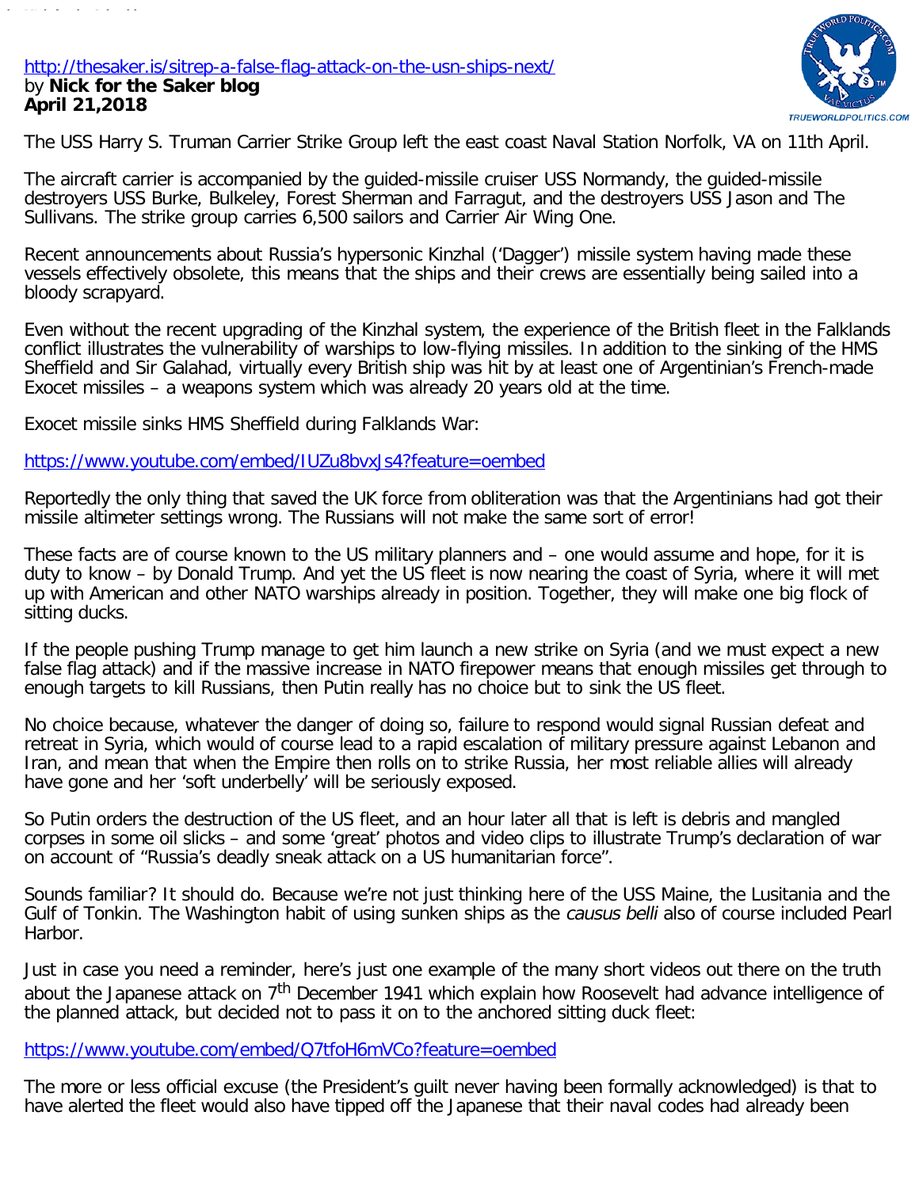http://thesaker.is/sitrep-a-false-flag-attack-on-the-usn-ships-next/
by **Nick for the Saker blog**
**April 21,2018**

The USS Harry S. Truman Carrier Strike Group left the east coast Naval Station Norfolk, VA on 11th April.

The aircraft carrier is accompanied by the guided-missile cruiser USS Normandy, the guided-missile destroyers USS Burke, Bulkeley, Forest Sherman and Farragut, and the destroyers USS Jason and The Sullivans. The strike group carries 6,500 sailors and Carrier Air Wing One.

Recent announcements about Russia's hypersonic Kinzhal ('Dagger') missile system having made these vessels effectively obsolete, this means that the ships and their crews are essentially being sailed into a bloody scrapyard.

Even without the recent upgrading of the Kinzhal system, the experience of the British fleet in the Falklands conflict illustrates the vulnerability of warships to low-flying missiles. In addition to the sinking of the HMS Sheffield and Sir Galahad, virtually every British ship was hit by at least one of Argentinian's French-made Exocet missiles – a weapons system which was already 20 years old at the time.

Exocet missile sinks HMS Sheffield during Falklands War:

https://www.youtube.com/embed/IUZu8bvxJs4?feature=oembed

Reportedly the only thing that saved the UK force from obliteration was that the Argentinians had got their missile altimeter settings wrong. The Russians will not make the same sort of error!

These facts are of course known to the US military planners and – one would assume and hope, for it is duty to know – by Donald Trump. And yet the US fleet is now nearing the coast of Syria, where it will met up with American and other NATO warships already in position. Together, they will make one big flock of sitting ducks.

If the people pushing Trump manage to get him launch a new strike on Syria (and we must expect a new false flag attack) and if the massive increase in NATO firepower means that enough missiles get through to enough targets to kill Russians, then Putin really has no choice but to sink the US fleet.

No choice because, whatever the danger of doing so, failure to respond would signal Russian defeat and retreat in Syria, which would of course lead to a rapid escalation of military pressure against Lebanon and Iran, and mean that when the Empire then rolls on to strike Russia, her most reliable allies will already have gone and her 'soft underbelly' will be seriously exposed.

So Putin orders the destruction of the US fleet, and an hour later all that is left is debris and mangled corpses in some oil slicks – and some 'great' photos and video clips to illustrate Trump's declaration of war on account of "Russia's deadly sneak attack on a US humanitarian force".

Sounds familiar? It should do. Because we're not just thinking here of the USS Maine, the Lusitania and the Gulf of Tonkin. The Washington habit of using sunken ships as the *causus belli* also of course included Pearl Harbor.

Just in case you need a reminder, here's just one example of the many short videos out there on the truth about the Japanese attack on 7th December 1941 which explain how Roosevelt had advance intelligence of the planned attack, but decided not to pass it on to the anchored sitting duck fleet:

https://www.youtube.com/embed/Q7tfoH6mVCo?feature=oembed

The more or less official excuse (the President's guilt never having been formally acknowledged) is that to have alerted the fleet would also have tipped off the Japanese that their naval codes had already been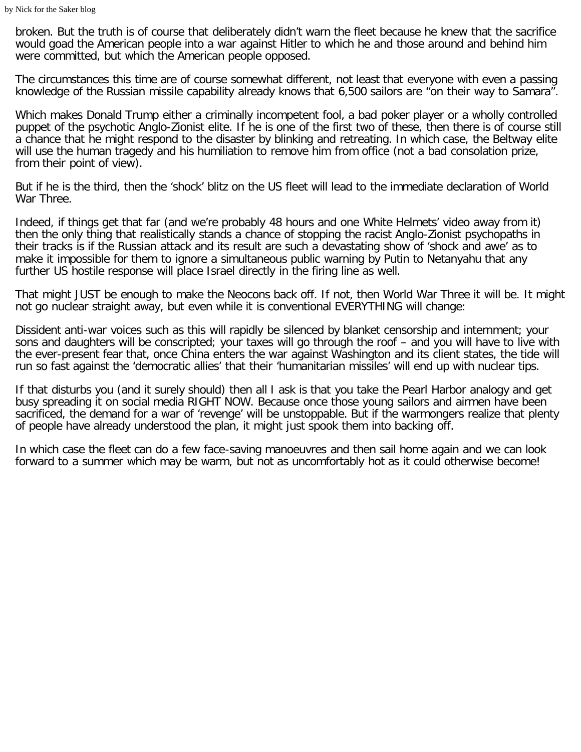broken. But the truth is of course that deliberately didn't warn the fleet because he knew that the sacrifice would goad the American people into a war against Hitler to which he and those around and behind him were committed, but which the American people opposed.

The circumstances this time are of course somewhat different, not least that everyone with even a passing knowledge of the Russian missile capability already knows that 6,500 sailors are "on their way to Samara".

Which makes Donald Trump either a criminally incompetent fool, a bad poker player or a wholly controlled puppet of the psychotic Anglo-Zionist elite. If he is one of the first two of these, then there is of course still a chance that he might respond to the disaster by blinking and retreating. In which case, the Beltway elite will use the human tragedy and his humiliation to remove him from office (not a bad consolation prize, from their point of view).

But if he is the third, then the 'shock' blitz on the US fleet will lead to the immediate declaration of World War Three.

Indeed, if things get that far (and we're probably 48 hours and one White Helmets' video away from it) then the only thing that realistically stands a chance of stopping the racist Anglo-Zionist psychopaths in their tracks is if the Russian attack and its result are such a devastating show of 'shock and awe' as to make it impossible for them to ignore a simultaneous public warning by Putin to Netanyahu that any further US hostile response will place Israel directly in the firing line as well.

That might JUST be enough to make the Neocons back off. If not, then World War Three it will be. It might not go nuclear straight away, but even while it is conventional EVERYTHING will change:

Dissident anti-war voices such as this will rapidly be silenced by blanket censorship and internment; your sons and daughters will be conscripted; your taxes will go through the roof – and you will have to live with the ever-present fear that, once China enters the war against Washington and its client states, the tide will run so fast against the 'democratic allies' that their 'humanitarian missiles' will end up with nuclear tips.

If that disturbs you (and it surely should) then all I ask is that you take the Pearl Harbor analogy and get busy spreading it on social media RIGHT NOW. Because once those young sailors and airmen have been sacrificed, the demand for a war of 'revenge' will be unstoppable. But if the warmongers realize that plenty of people have already understood the plan, it might just spook them into backing off.

In which case the fleet can do a few face-saving manoeuvres and then sail home again and we can look forward to a summer which may be warm, but not as uncomfortably hot as it could otherwise become!